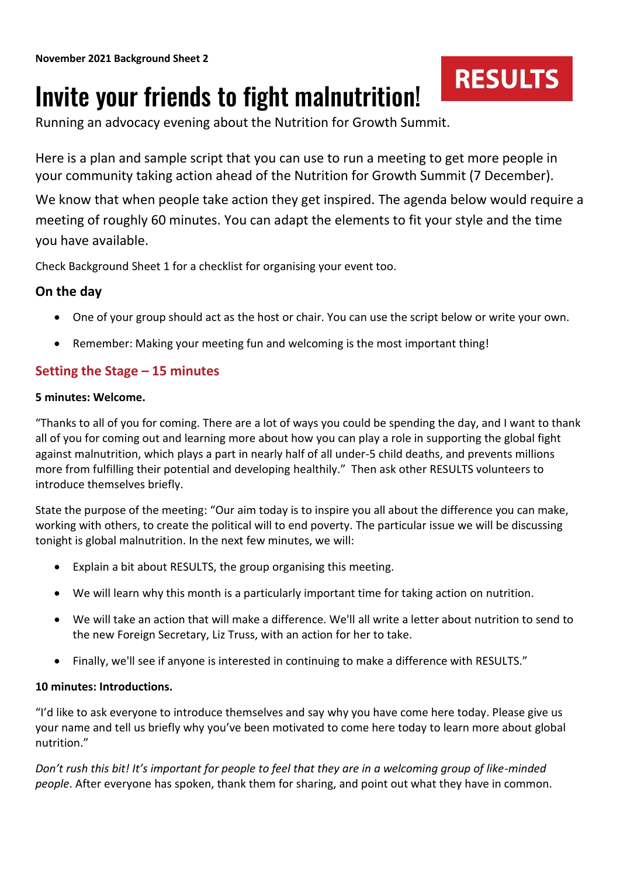**November 2021 Background Sheet 2**

RESULTS

# Invite your friends to fight malnutrition!

Running an advocacy evening about the Nutrition for Growth Summit.

Here is a plan and sample script that you can use to run a meeting to get more people in your community taking action ahead of the Nutrition for Growth Summit (7 December).

We know that when people take action they get inspired. The agenda below would require a meeting of roughly 60 minutes. You can adapt the elements to fit your style and the time you have available.

Check Background Sheet 1 for a checklist for organising your event too.

### On the day

- One of your group should act as the host or chair. You can use the script below or write your own.
- Remember: Making your meeting fun and welcoming is the most important thing!

## Setting the Stage – 15 minutes

**5 minutes: Welcome.**

"Thanks to all of you for coming. There are a lot of ways you could be spending the day, and I want to thank all of you for coming out and learning more about how you can play a role in supporting the global fight against malnutrition, which plays a part in nearly half of all under-5 child deaths, and prevents millions more from fulfilling their potential and developing healthily." Then ask other RESULTS volunteers to introduce themselves briefly.

State the purpose of the meeting: "Our aim today is to inspire you all about the difference you can make, working with others, to create the political will to end poverty. The particular issue we will be discussing tonight is global malnutrition. In the next few minutes, we will:

- Explain a bit about RESULTS, the group organising this meeting.
- We will learn why this month is a particularly important time for taking action on nutrition.
- We will take an action that will make a difference. We'll all write a letter about nutrition to send to the new Foreign Secretary, Liz Truss, with an action for her to take.
- Finally, we'll see if anyone is interested in continuing to make a difference with RESULTS."

**10 minutes: Introductions.**

"I'd like to ask everyone to introduce themselves and say why you have come here today. Please give us your name and tell us briefly why you've been motivated to come here today to learn more about global nutrition."

*Don't rush this bit! It's important for people to feel that they are in a welcoming group of like-minded people*. After everyone has spoken, thank them for sharing, and point out what they have in common.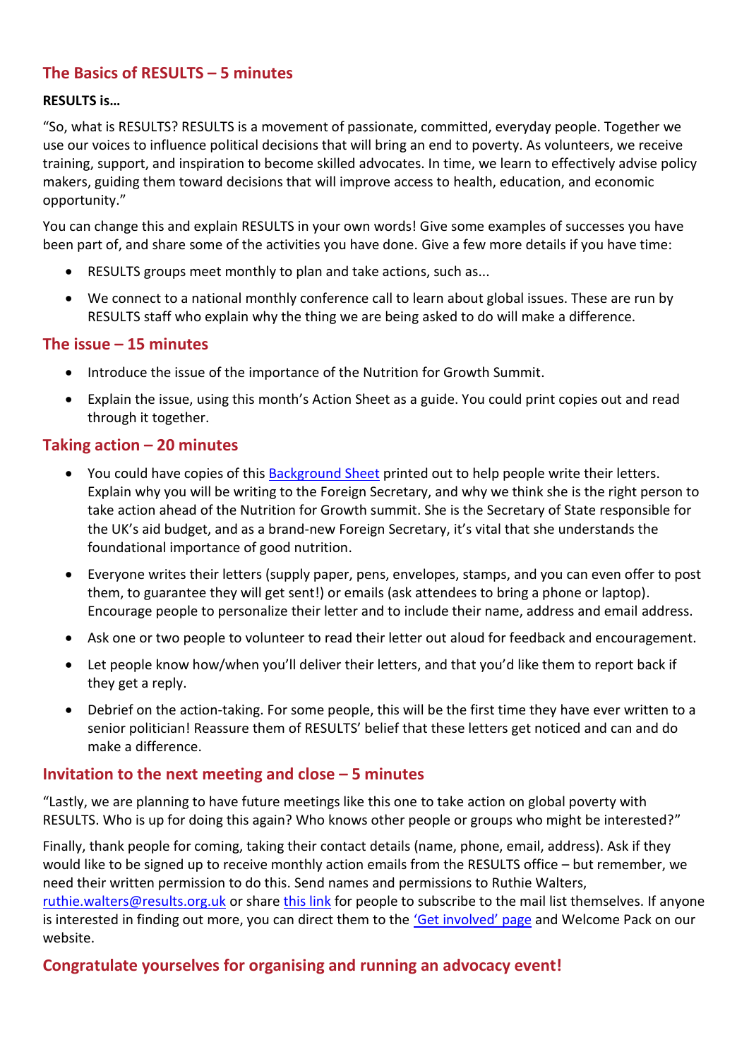## The Basics of RESULTS – 5 minutes

**RESULTS is…**

"So, what is RESULTS? RESULTS is a movement of passionate, committed, everyday people. Together we use our voices to influence political decisions that will bring an end to poverty. As volunteers, we receive training, support, and inspiration to become skilled advocates. In time, we learn to effectively advise policy makers, guiding them toward decisions that will improve access to health, education, and economic opportunity."

You can change this and explain RESULTS in your own words! Give some examples of successes you have been part of, and share some of the activities you have done. Give a few more details if you have time:

- RESULTS groups meet monthly to plan and take actions, such as...
- We connect to a national monthly conference call to learn about global issues. These are run by RESULTS staff who explain why the thing we are being asked to do will make a difference.

## The issue – 15 minutes

- Introduce the issue of the importance of the Nutrition for Growth Summit.
- Explain the issue, using this month's Action Sheet as a guide. You could print copies out and read through it together.

## Taking action – 20 minutes

- You could have copies of this Background Sheet printed out to help people write their letters. Explain why you will be writing to the Foreign Secretary, and why we think she is the right person to take action ahead of the Nutrition for Growth summit. She is the Secretary of State responsible for the UK's aid budget, and as a brand-new Foreign Secretary, it's vital that she understands the foundational importance of good nutrition.
- Everyone writes their letters (supply paper, pens, envelopes, stamps, and you can even offer to post them, to guarantee they will get sent!) or emails (ask attendees to bring a phone or laptop). Encourage people to personalize their letter and to include their name, address and email address.
- Ask one or two people to volunteer to read their letter out aloud for feedback and encouragement.
- Let people know how/when you'll deliver their letters, and that you'd like them to report back if they get a reply.
- Debrief on the action-taking. For some people, this will be the first time they have ever written to a senior politician! Reassure them of RESULTS' belief that these letters get noticed and can and do make a difference.

## Invitation to the next meeting and close – 5 minutes

"Lastly, we are planning to have future meetings like this one to take action on global poverty with RESULTS. Who is up for doing this again? Who knows other people or groups who might be interested?"

Finally, thank people for coming, taking their contact details (name, phone, email, address). Ask if they would like to be signed up to receive monthly action emails from the RESULTS office – but remember, we need their written permission to do this. Send names and permissions to Ruthie Walters, ruthie.walters@results.org.uk or share this link for people to subscribe to the mail list themselves. If anyone is interested in finding out more, you can direct them to the 'Get involved' page and Welcome Pack on our website.

## Congratulate yourselves for organising and running an advocacy event!